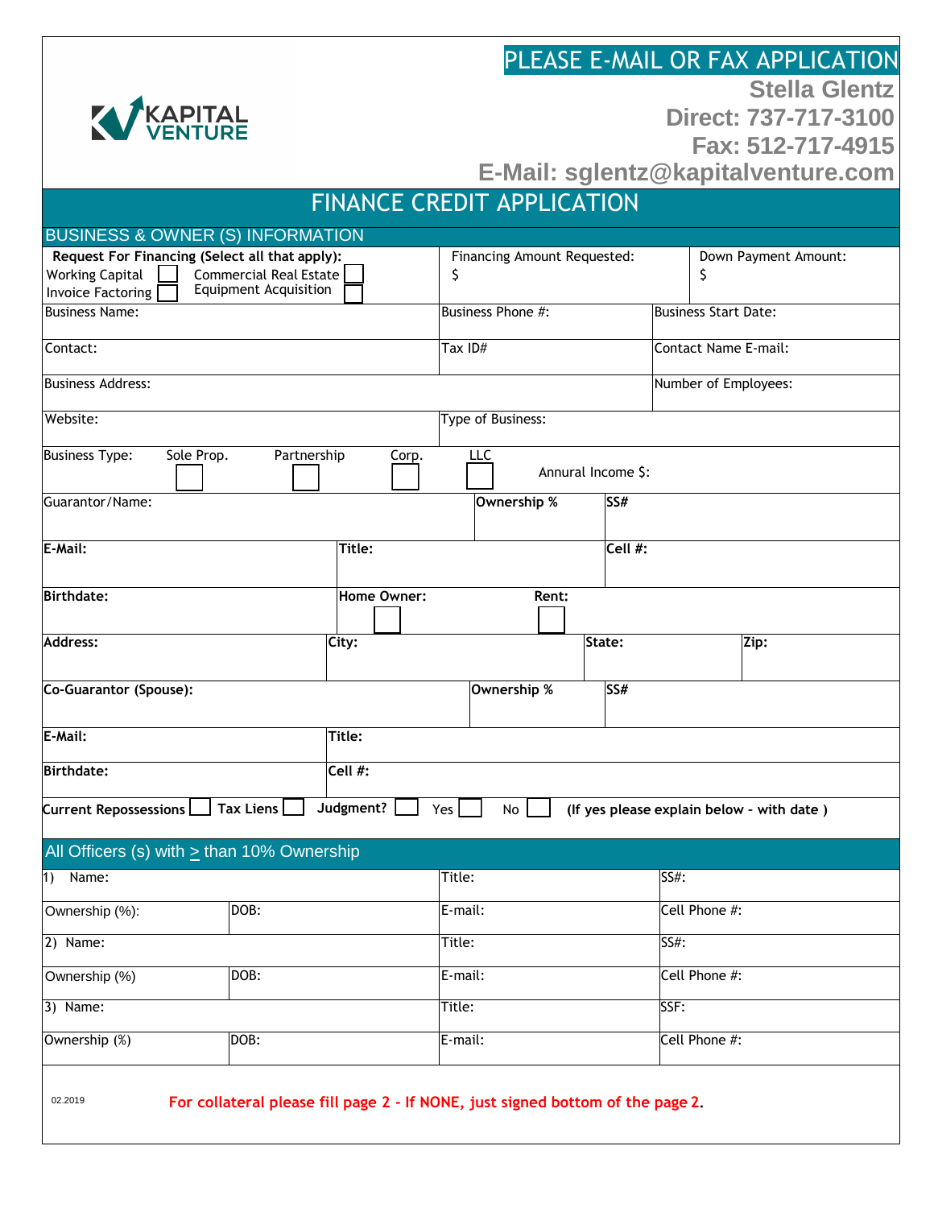KAPITAL VENTURE

**PLEASE E-MAIL OR FAX APPLICATION**

**Stella Glentz**
**Direct: 737-717-3100**
**Fax: 512-717-4915**
**E-Mail: sglentz@kapitalventure.com**

# FINANCE CREDIT APPLICATION

## BUSINESS & OWNER (S) INFORMATION

| | | |
|---|---|---|
| **Request For Financing (Select all that apply):** Working Capital ☐ Commercial Real Estate ☐ Invoice Factoring ☐ Equipment Acquisition ☐ | Financing Amount Requested: $ | Down Payment Amount: $ |
| Business Name: | Business Phone #: | Business Start Date: |
| Contact: | Tax ID# | Contact Name E-mail: |
| Business Address: | | Number of Employees: |
| Website: | Type of Business: | |
| Business Type: Sole Prop. ☐ Partnership ☐ Corp. ☐ LLC ☐ | Annural Income $: | |

| | | | |
|---|---|---|---|
| Guarantor/Name: | **Ownership %** | **SS#** | |
| **E-Mail:** | **Title:** | **Cell #:** | |
| **Birthdate:** | **Home Owner:** ☐ | **Rent:** ☐ | |
| **Address:** | **City:** | **State:** | **Zip:** |
| **Co-Guarantor (Spouse):** | **Ownership %** | **SS#** | |
| **E-Mail:** | **Title:** | | |
| **Birthdate:** | **Cell #:** | | |

**Current Repossessions** ☐ **Tax Liens** ☐ **Judgment?** ☐ Yes ☐ No ☐ **(If yes please explain below - with date )**

## All Officers (s) with ≥ than 10% Ownership

| | | | |
|---|---|---|---|
| 1) Name: | | Title: | SS#: |
| Ownership (%): | DOB: | E-mail: | Cell Phone #: |
| 2) Name: | | Title: | SS#: |
| Ownership (%) | DOB: | E-mail: | Cell Phone #: |
| 3) Name: | | Title: | SSF: |
| Ownership (%) | DOB: | E-mail: | Cell Phone #: |

02.2019

**For collateral please fill page 2 - If NONE, just signed bottom of the page 2.**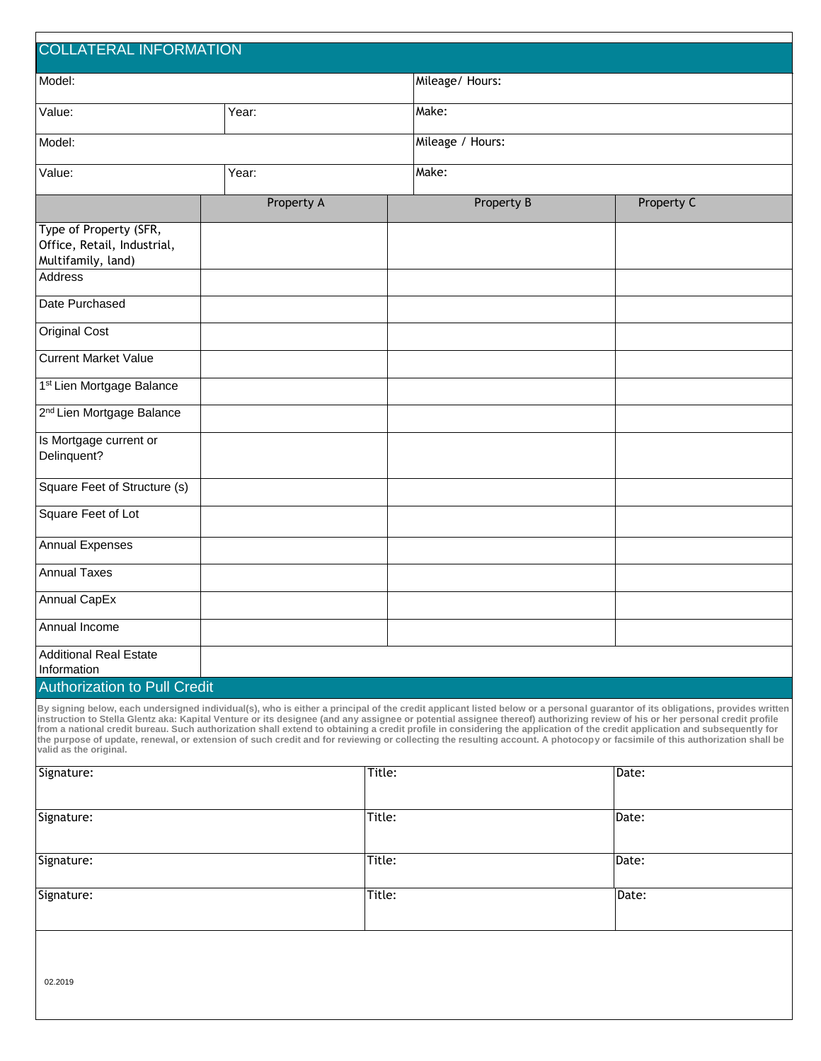## COLLATERAL INFORMATION

| | | |
|---|---|---|
| Model: | | Mileage/ Hours: |
| Value: | Year: | Make: |
| Model: | | Mileage / Hours: |
| Value: | Year: | Make: |

| | Property A | Property B | Property C |
|---|---|---|---|
| Type of Property (SFR, Office, Retail, Industrial, Multifamily, land) | | | |
| Address | | | |
| Date Purchased | | | |
| Original Cost | | | |
| Current Market Value | | | |
| 1st Lien Mortgage Balance | | | |
| 2nd Lien Mortgage Balance | | | |
| Is Mortgage current or Delinquent? | | | |
| Square Feet of Structure (s) | | | |
| Square Feet of Lot | | | |
| Annual Expenses | | | |
| Annual Taxes | | | |
| Annual CapEx | | | |
| Annual Income | | | |
| Additional Real Estate Information | | | |

## Authorization to Pull Credit

**By signing below, each undersigned individual(s), who is either a principal of the credit applicant listed below or a personal guarantor of its obligations, provides written instruction to Stella Glentz aka: Kapital Venture or its designee (and any assignee or potential assignee thereof) authorizing review of his or her personal credit profile from a national credit bureau. Such authorization shall extend to obtaining a credit profile in considering the application of the credit application and subsequently for the purpose of update, renewal, or extension of such credit and for reviewing or collecting the resulting account. A photocopy or facsimile of this authorization shall be valid as the original.**

| | | |
|---|---|---|
| Signature: | Title: | Date: |
| Signature: | Title: | Date: |
| Signature: | Title: | Date: |
| Signature: | Title: | Date: |

02.2019